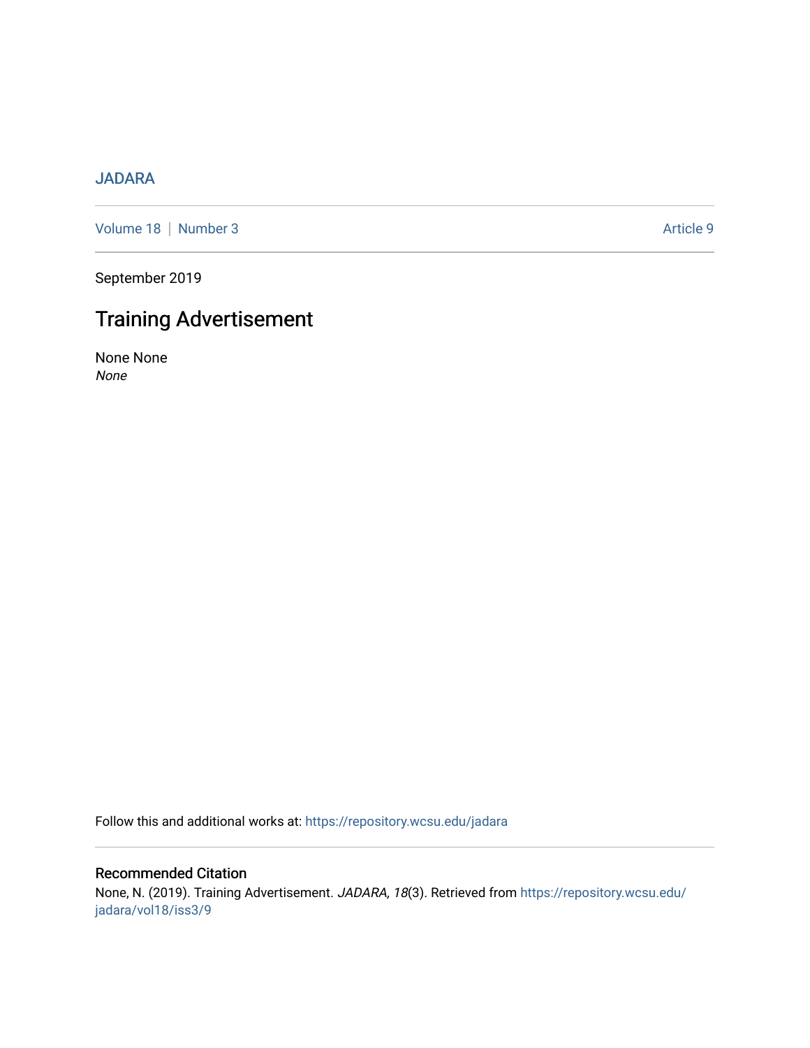JADARA

Volume 18 | Number 3 Article 9

September 2019

# Training Advertisement

None None
*None*

Follow this and additional works at: https://repository.wcsu.edu/jadara

## Recommended Citation

None, N. (2019). Training Advertisement. *JADARA, 18*(3). Retrieved from https://repository.wcsu.edu/jadara/vol18/iss3/9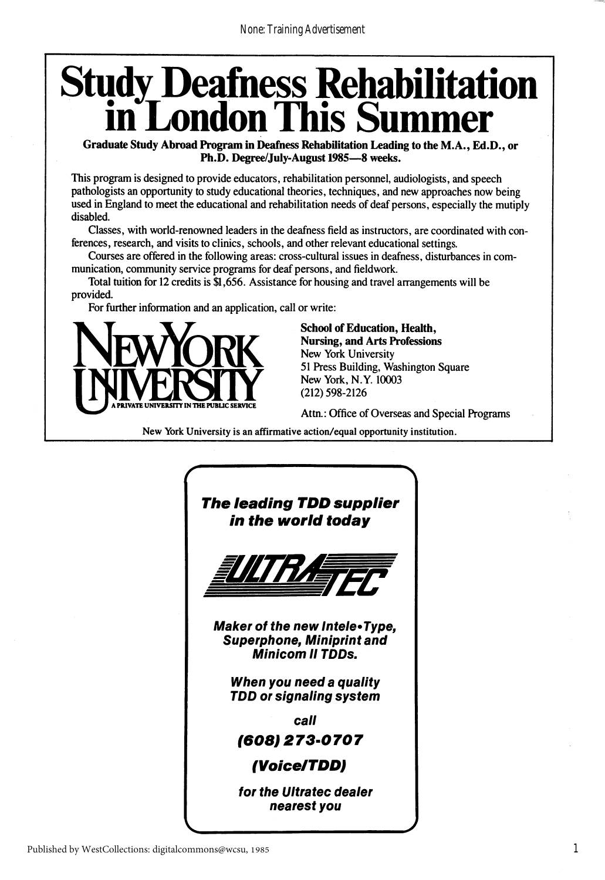# Study Deafness Rehabilitation in London This Summer

**Graduate Study Abroad Program in Deafness Rehabilitation Leading to the M.A., Ed.D., or Ph.D. Degree/July-August 1985—8 weeks.**

This program is designed to provide educators, rehabilitation personnel, audiologists, and speech pathologists an opportunity to study educational theories, techniques, and new approaches now being used in England to meet the educational and rehabilitation needs of deaf persons, especially the mutiply disabled.

Classes, with world-renowned leaders in the deafness field as instructors, are coordinated with conferences, research, and visits to clinics, schools, and other relevant educational settings.

Courses are offered in the following areas: cross-cultural issues in deafness, disturbances in communication, community service programs for deaf persons, and fieldwork.

Total tuition for 12 credits is $1,656. Assistance for housing and travel arrangements will be provided.

For further information and an application, call or write:

NEW YORK UNIVERSITY
A PRIVATE UNIVERSITY IN THE PUBLIC SERVICE

**School of Education, Health, Nursing, and Arts Professions**
New York University
51 Press Building, Washington Square
New York, N.Y. 10003
(212) 598-2126

Attn.: Office of Overseas and Special Programs

**New York University is an affirmative action/equal opportunity institution.**

---

***The leading TDD supplier in the world today***

**ULTRATEC**

***Maker of the new Intele•Type, Superphone, Miniprint and Minicom II TDDs.***

***When you need a quality TDD or signaling system***

***call***

***(608) 273-0707***

***(Voice/TDD)***

***for the Ultratec dealer nearest you***